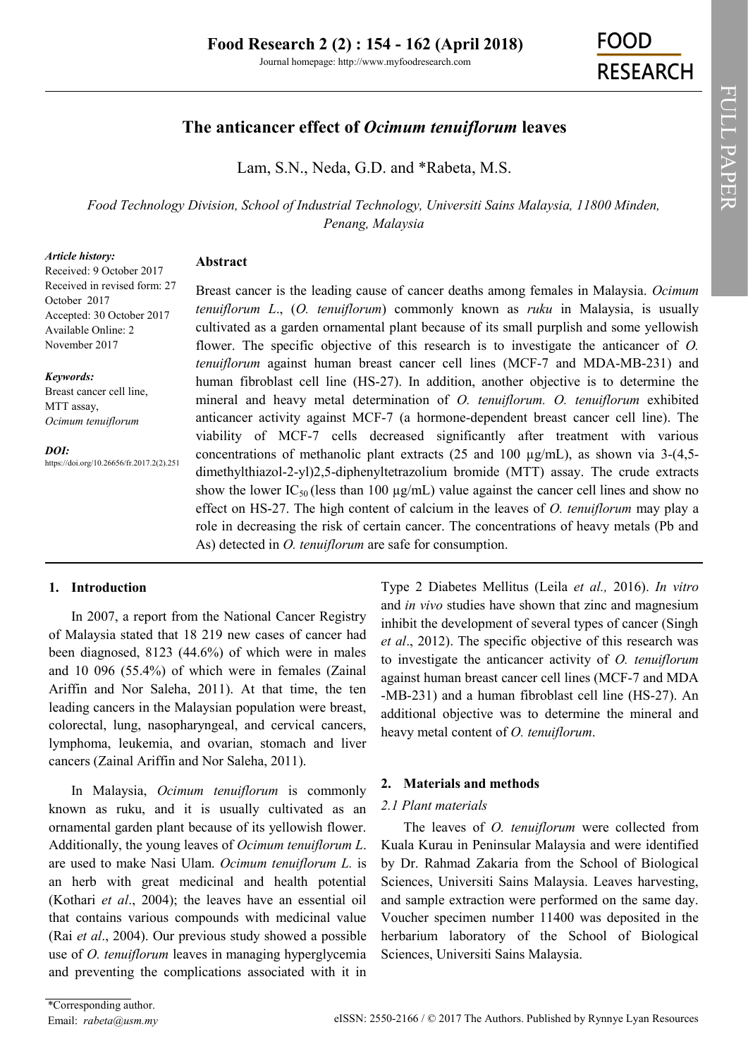# The anticancer effect of *Ocimum tenuiflorum* leaves

Lam, S.N., Neda, G.D. and *Rabeta, M.S.

*Food Technology Division, School of Industrial Technology, Universiti Sains Malaysia, 11800 Minden, Penang, Malaysia*

***Article history:***
Received: 9 October 2017
Received in revised form: 27 October 2017
Accepted: 30 October 2017
Available Online: 2 November 2017

***Keywords:***
Breast cancer cell line,
MTT assay,
*Ocimum tenuiflorum*

***DOI:***
https://doi.org/10.26656/fr.2017.2(2).251

## Abstract

Breast cancer is the leading cause of cancer deaths among females in Malaysia. *Ocimum tenuiflorum L*., (*O. tenuiflorum*) commonly known as *ruku* in Malaysia, is usually cultivated as a garden ornamental plant because of its small purplish and some yellowish flower. The specific objective of this research is to investigate the anticancer of *O. tenuiflorum* against human breast cancer cell lines (MCF-7 and MDA-MB-231) and human fibroblast cell line (HS-27). In addition, another objective is to determine the mineral and heavy metal determination of *O. tenuiflorum*. *O. tenuiflorum* exhibited anticancer activity against MCF-7 (a hormone-dependent breast cancer cell line). The viability of MCF-7 cells decreased significantly after treatment with various concentrations of methanolic plant extracts (25 and 100 µg/mL), as shown via 3-(4,5-dimethylthiazol-2-yl)2,5-diphenyltetrazolium bromide (MTT) assay. The crude extracts show the lower $IC_{50}$ (less than 100 µg/mL) value against the cancer cell lines and show no effect on HS-27. The high content of calcium in the leaves of *O. tenuiflorum* may play a role in decreasing the risk of certain cancer. The concentrations of heavy metals (Pb and As) detected in *O. tenuiflorum* are safe for consumption.

## 1. Introduction

In 2007, a report from the National Cancer Registry of Malaysia stated that 18 219 new cases of cancer had been diagnosed, 8123 (44.6%) of which were in males and 10 096 (55.4%) of which were in females (Zainal Ariffin and Nor Saleha, 2011). At that time, the ten leading cancers in the Malaysian population were breast, colorectal, lung, nasopharyngeal, and cervical cancers, lymphoma, leukemia, and ovarian, stomach and liver cancers (Zainal Ariffin and Nor Saleha, 2011).

In Malaysia, *Ocimum tenuiflorum* is commonly known as ruku, and it is usually cultivated as an ornamental garden plant because of its yellowish flower. Additionally, the young leaves of *Ocimum tenuiflorum L*. are used to make Nasi Ulam. *Ocimum tenuiflorum L.* is an herb with great medicinal and health potential (Kothari *et al*., 2004); the leaves have an essential oil that contains various compounds with medicinal value (Rai *et al*., 2004). Our previous study showed a possible use of *O. tenuiflorum* leaves in managing hyperglycemia and preventing the complications associated with it in Type 2 Diabetes Mellitus (Leila *et al.,* 2016). *In vitro* and *in vivo* studies have shown that zinc and magnesium inhibit the development of several types of cancer (Singh *et al*., 2012). The specific objective of this research was to investigate the anticancer activity of *O. tenuiflorum* against human breast cancer cell lines (MCF-7 and MDA-MB-231) and a human fibroblast cell line (HS-27). An additional objective was to determine the mineral and heavy metal content of *O. tenuiflorum*.

## 2. Materials and methods

### *2.1 Plant materials*

The leaves of *O. tenuiflorum* were collected from Kuala Kurau in Peninsular Malaysia and were identified by Dr. Rahmad Zakaria from the School of Biological Sciences, Universiti Sains Malaysia. Leaves harvesting, and sample extraction were performed on the same day. Voucher specimen number 11400 was deposited in the herbarium laboratory of the School of Biological Sciences, Universiti Sains Malaysia.

*Corresponding author.
Email: *rabeta@usm.my*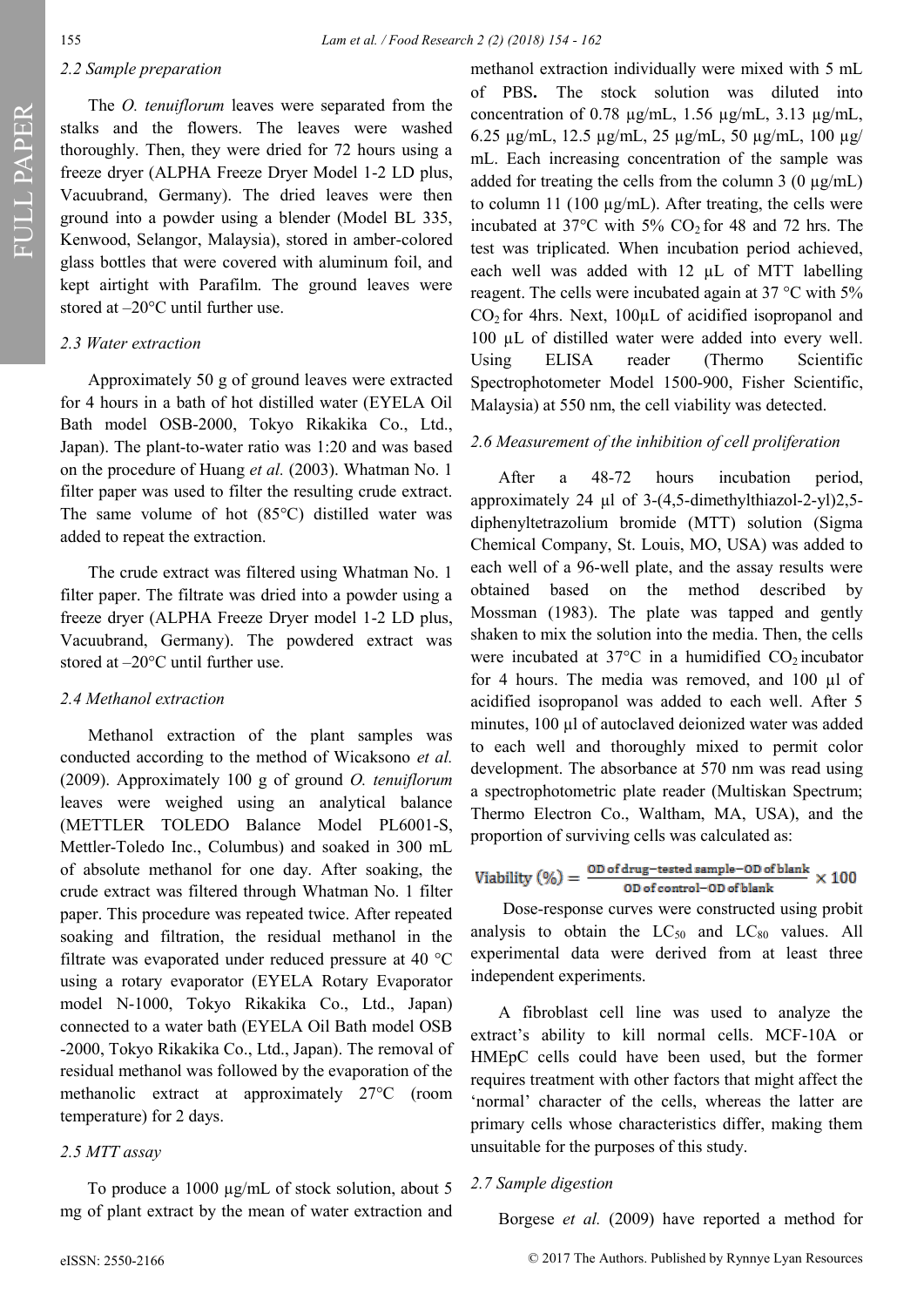### 2.2 Sample preparation

The *O. tenuiflorum* leaves were separated from the stalks and the flowers. The leaves were washed thoroughly. Then, they were dried for 72 hours using a freeze dryer (ALPHA Freeze Dryer Model 1-2 LD plus, Vacuubrand, Germany). The dried leaves were then ground into a powder using a blender (Model BL 335, Kenwood, Selangor, Malaysia), stored in amber-colored glass bottles that were covered with aluminum foil, and kept airtight with Parafilm. The ground leaves were stored at –20°C until further use.

### 2.3 Water extraction

Approximately 50 g of ground leaves were extracted for 4 hours in a bath of hot distilled water (EYELA Oil Bath model OSB-2000, Tokyo Rikakika Co., Ltd., Japan). The plant-to-water ratio was 1:20 and was based on the procedure of Huang *et al.* (2003). Whatman No. 1 filter paper was used to filter the resulting crude extract. The same volume of hot (85°C) distilled water was added to repeat the extraction.

The crude extract was filtered using Whatman No. 1 filter paper. The filtrate was dried into a powder using a freeze dryer (ALPHA Freeze Dryer model 1-2 LD plus, Vacuubrand, Germany). The powdered extract was stored at –20°C until further use.

### 2.4 Methanol extraction

Methanol extraction of the plant samples was conducted according to the method of Wicaksono *et al.* (2009). Approximately 100 g of ground *O. tenuiflorum* leaves were weighed using an analytical balance (METTLER TOLEDO Balance Model PL6001-S, Mettler-Toledo Inc., Columbus) and soaked in 300 mL of absolute methanol for one day. After soaking, the crude extract was filtered through Whatman No. 1 filter paper. This procedure was repeated twice. After repeated soaking and filtration, the residual methanol in the filtrate was evaporated under reduced pressure at 40 °C using a rotary evaporator (EYELA Rotary Evaporator model N-1000, Tokyo Rikakika Co., Ltd., Japan) connected to a water bath (EYELA Oil Bath model OSB -2000, Tokyo Rikakika Co., Ltd., Japan). The removal of residual methanol was followed by the evaporation of the methanolic extract at approximately 27°C (room temperature) for 2 days.

### 2.5 MTT assay

To produce a 1000 µg/mL of stock solution, about 5 mg of plant extract by the mean of water extraction and methanol extraction individually were mixed with 5 mL of PBS**.** The stock solution was diluted into concentration of 0.78 µg/mL, 1.56 µg/mL, 3.13 µg/mL, 6.25 µg/mL, 12.5 µg/mL, 25 µg/mL, 50 µg/mL, 100 µg/mL. Each increasing concentration of the sample was added for treating the cells from the column 3 (0 µg/mL) to column 11 (100 µg/mL). After treating, the cells were incubated at 37°C with 5% $CO_2$ for 48 and 72 hrs. The test was triplicated. When incubation period achieved, each well was added with 12 µL of MTT labelling reagent. The cells were incubated again at 37 °C with 5% $CO_2$ for 4hrs. Next, 100µL of acidified isopropanol and 100 µL of distilled water were added into every well. Using ELISA reader (Thermo Scientific Spectrophotometer Model 1500-900, Fisher Scientific, Malaysia) at 550 nm, the cell viability was detected.

### 2.6 Measurement of the inhibition of cell proliferation

After a 48-72 hours incubation period, approximately 24 µl of 3-(4,5-dimethylthiazol-2-yl)2,5-diphenyltetrazolium bromide (MTT) solution (Sigma Chemical Company, St. Louis, MO, USA) was added to each well of a 96-well plate, and the assay results were obtained based on the method described by Mossman (1983). The plate was tapped and gently shaken to mix the solution into the media. Then, the cells were incubated at 37°C in a humidified $CO_2$ incubator for 4 hours. The media was removed, and 100 µl of acidified isopropanol was added to each well. After 5 minutes, 100 µl of autoclaved deionized water was added to each well and thoroughly mixed to permit color development. The absorbance at 570 nm was read using a spectrophotometric plate reader (Multiskan Spectrum; Thermo Electron Co., Waltham, MA, USA), and the proportion of surviving cells was calculated as:

$$\text{Viability (\%)} = \frac{\text{OD of drug-tested sample} - \text{OD of blank}}{\text{OD of control} - \text{OD of blank}} \times 100$$

Dose-response curves were constructed using probit analysis to obtain the $LC_{50}$ and $LC_{80}$ values. All experimental data were derived from at least three independent experiments.

A fibroblast cell line was used to analyze the extract's ability to kill normal cells. MCF-10A or HMEpC cells could have been used, but the former requires treatment with other factors that might affect the 'normal' character of the cells, whereas the latter are primary cells whose characteristics differ, making them unsuitable for the purposes of this study.

### 2.7 Sample digestion

Borgese *et al.* (2009) have reported a method for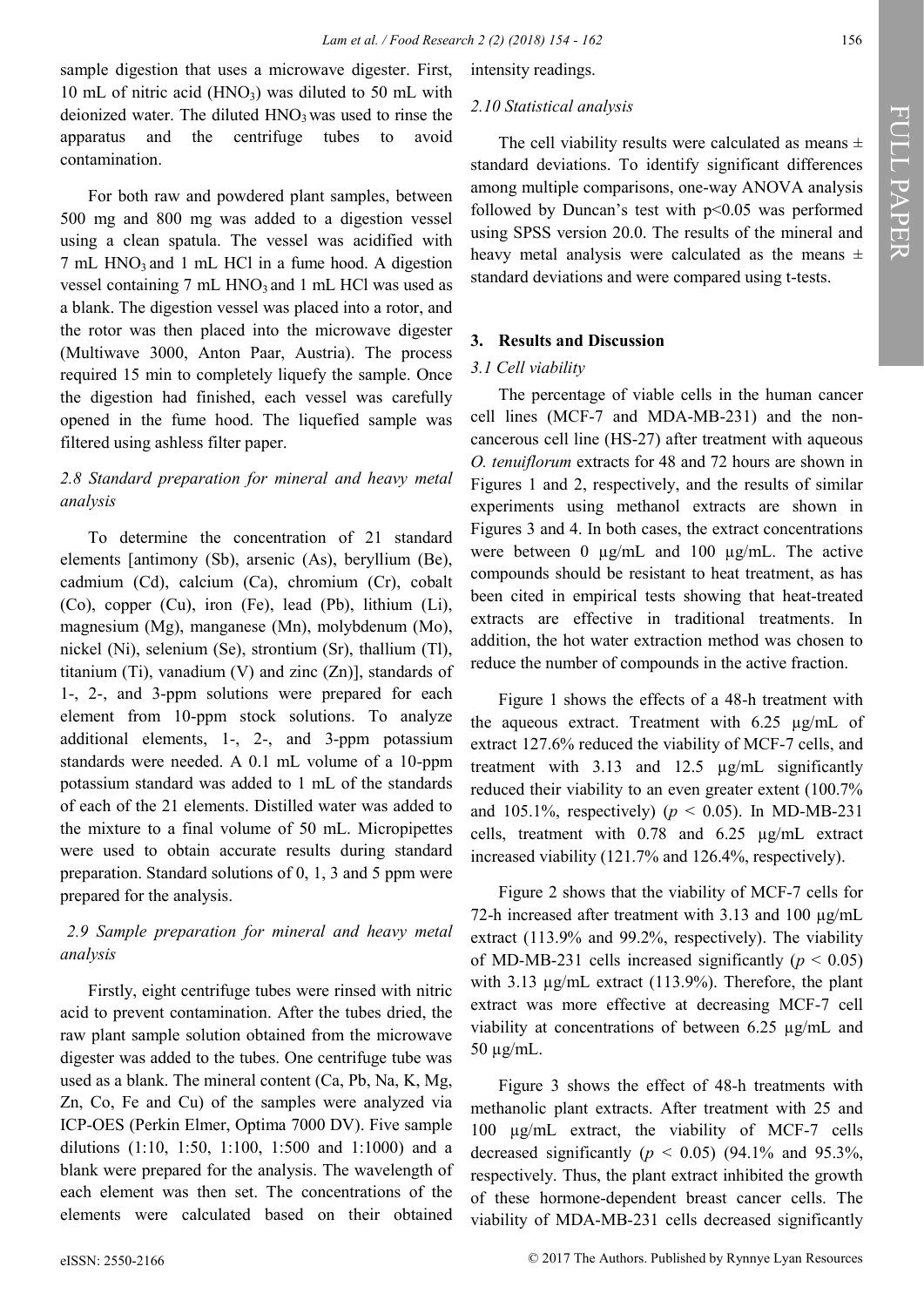sample digestion that uses a microwave digester. First, 10 mL of nitric acid ($HNO_3$) was diluted to 50 mL with deionized water. The diluted $HNO_3$ was used to rinse the apparatus and the centrifuge tubes to avoid contamination.

For both raw and powdered plant samples, between 500 mg and 800 mg was added to a digestion vessel using a clean spatula. The vessel was acidified with 7 mL $HNO_3$ and 1 mL HCl in a fume hood. A digestion vessel containing 7 mL $HNO_3$ and 1 mL HCl was used as a blank. The digestion vessel was placed into a rotor, and the rotor was then placed into the microwave digester (Multiwave 3000, Anton Paar, Austria). The process required 15 min to completely liquefy the sample. Once the digestion had finished, each vessel was carefully opened in the fume hood. The liquefied sample was filtered using ashless filter paper.

### *2.8 Standard preparation for mineral and heavy metal analysis*

To determine the concentration of 21 standard elements [antimony (Sb), arsenic (As), beryllium (Be), cadmium (Cd), calcium (Ca), chromium (Cr), cobalt (Co), copper (Cu), iron (Fe), lead (Pb), lithium (Li), magnesium (Mg), manganese (Mn), molybdenum (Mo), nickel (Ni), selenium (Se), strontium (Sr), thallium (Tl), titanium (Ti), vanadium (V) and zinc (Zn)], standards of 1-, 2-, and 3-ppm solutions were prepared for each element from 10-ppm stock solutions. To analyze additional elements, 1-, 2-, and 3-ppm potassium standards were needed. A 0.1 mL volume of a 10-ppm potassium standard was added to 1 mL of the standards of each of the 21 elements. Distilled water was added to the mixture to a final volume of 50 mL. Micropipettes were used to obtain accurate results during standard preparation. Standard solutions of 0, 1, 3 and 5 ppm were prepared for the analysis.

### *2.9 Sample preparation for mineral and heavy metal analysis*

Firstly, eight centrifuge tubes were rinsed with nitric acid to prevent contamination. After the tubes dried, the raw plant sample solution obtained from the microwave digester was added to the tubes. One centrifuge tube was used as a blank. The mineral content (Ca, Pb, Na, K, Mg, Zn, Co, Fe and Cu) of the samples were analyzed via ICP-OES (Perkin Elmer, Optima 7000 DV). Five sample dilutions (1:10, 1:50, 1:100, 1:500 and 1:1000) and a blank were prepared for the analysis. The wavelength of each element was then set. The concentrations of the elements were calculated based on their obtained intensity readings.

### *2.10 Statistical analysis*

The cell viability results were calculated as means ± standard deviations. To identify significant differences among multiple comparisons, one-way ANOVA analysis followed by Duncan's test with $p<0.05$ was performed using SPSS version 20.0. The results of the mineral and heavy metal analysis were calculated as the means ± standard deviations and were compared using t-tests.

## 3. Results and Discussion

### *3.1 Cell viability*

The percentage of viable cells in the human cancer cell lines (MCF-7 and MDA-MB-231) and the non-cancerous cell line (HS-27) after treatment with aqueous *O. tenuiflorum* extracts for 48 and 72 hours are shown in Figures 1 and 2, respectively, and the results of similar experiments using methanol extracts are shown in Figures 3 and 4. In both cases, the extract concentrations were between 0 µg/mL and 100 µg/mL. The active compounds should be resistant to heat treatment, as has been cited in empirical tests showing that heat-treated extracts are effective in traditional treatments. In addition, the hot water extraction method was chosen to reduce the number of compounds in the active fraction.

Figure 1 shows the effects of a 48-h treatment with the aqueous extract. Treatment with 6.25 µg/mL of extract 127.6% reduced the viability of MCF-7 cells, and treatment with 3.13 and 12.5 µg/mL significantly reduced their viability to an even greater extent (100.7% and 105.1%, respectively) ($p < 0.05$). In MD-MB-231 cells, treatment with 0.78 and 6.25 µg/mL extract increased viability (121.7% and 126.4%, respectively).

Figure 2 shows that the viability of MCF-7 cells for 72-h increased after treatment with 3.13 and 100 µg/mL extract (113.9% and 99.2%, respectively). The viability of MD-MB-231 cells increased significantly ($p < 0.05$) with 3.13 µg/mL extract (113.9%). Therefore, the plant extract was more effective at decreasing MCF-7 cell viability at concentrations of between 6.25 µg/mL and 50 µg/mL.

Figure 3 shows the effect of 48-h treatments with methanolic plant extracts. After treatment with 25 and 100 µg/mL extract, the viability of MCF-7 cells decreased significantly ($p < 0.05$) (94.1% and 95.3%, respectively). Thus, the plant extract inhibited the growth of these hormone-dependent breast cancer cells. The viability of MDA-MB-231 cells decreased significantly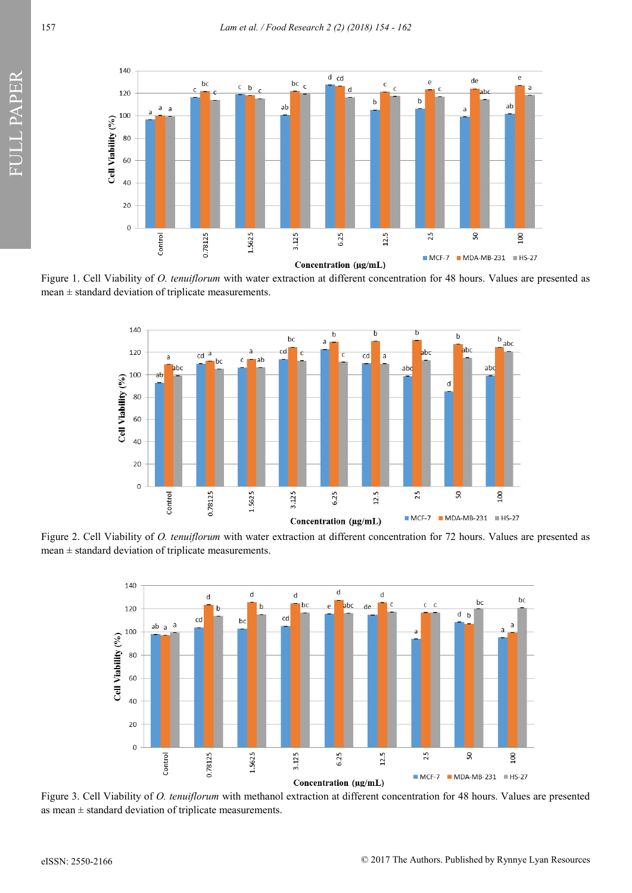140
120
100
80
60
40
20
0

Cell Viability (%)

a a a
c bc c
c b c
ab bc c
d cd d
b c c
b e c
a de abc
ab e a

Control
0.78125
1.5625
3.125
6.25
12.5
25
50
100

Concentration (µg/mL)

MCF-7 MDA-MB-231 HS-27

Figure 1. Cell Viability of *O. tenuiflorum* with water extraction at different concentration for 48 hours. Values are presented as mean ± standard deviation of triplicate measurements.

140
120
100
80
60
40
20
0

Cell Viability (%)

ab a abc
cd a bc
c a ab
cd bc c
a b c
cd b a
abc b abc
d b abc
abc b abc

Control
0.78125
1.5625
3.125
6.25
12.5
25
50
100

Concentration (µg/mL)

MCF-7 MDA-MB-231 HS-27

Figure 2. Cell Viability of *O. tenuiflorum* with water extraction at different concentration for 72 hours. Values are presented as mean ± standard deviation of triplicate measurements.

140
120
100
80
60
40
20
0

Cell Viability (%)

ab a a
cd d b
bc d b
cd d bc
e d abc
de d c
a c c
d b bc
a a bc

Control
0.78125
1.5625
3.125
6.25
12.5
25
50
100

Concentration (µg/mL)

MCF-7 MDA-MB-231 HS-27

Figure 3. Cell Viability of *O. tenuiflorum* with methanol extraction at different concentration for 48 hours. Values are presented as mean ± standard deviation of triplicate measurements.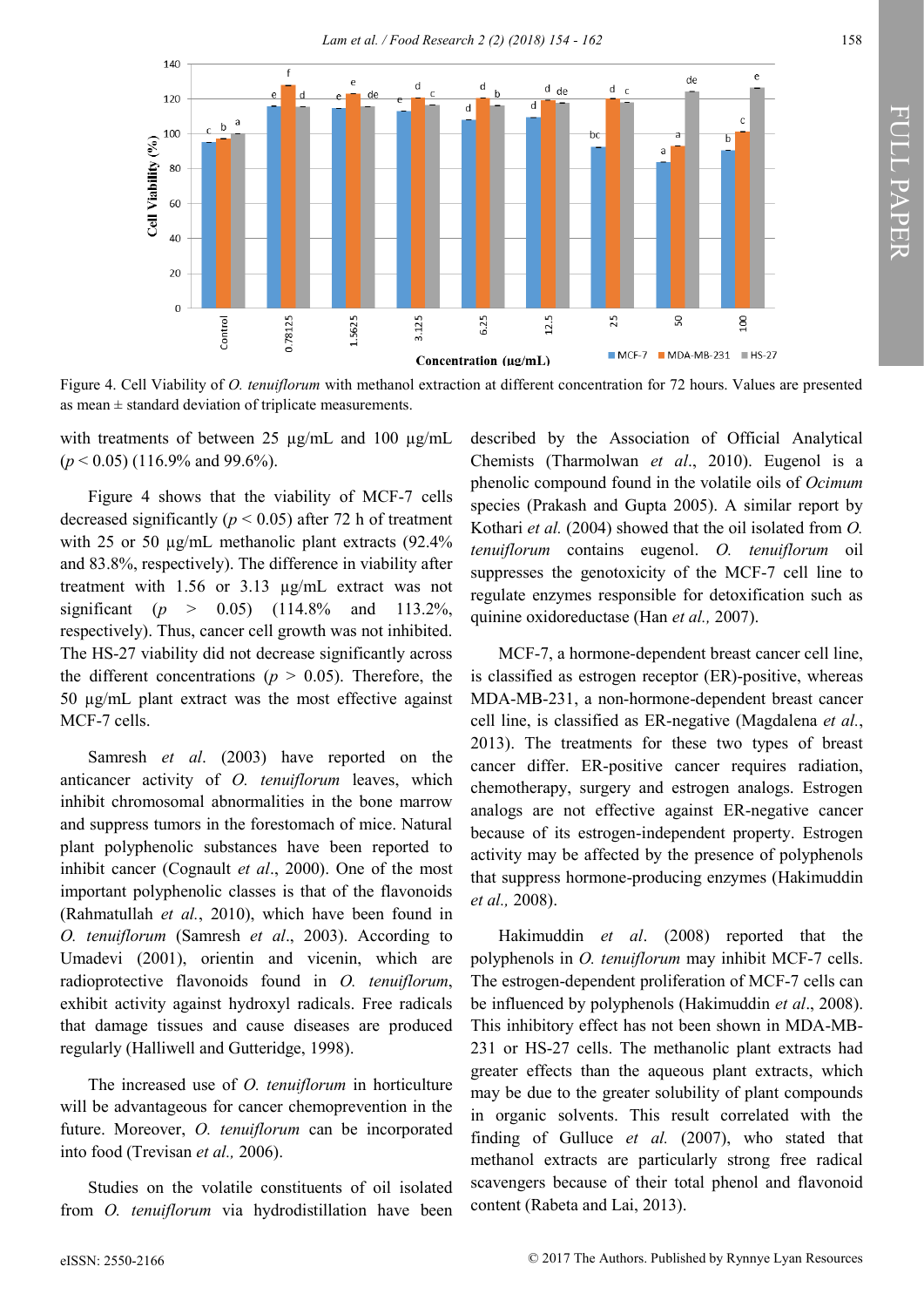140
120
100
80
60
40
20
0

Cell Viability (%)

Control
0.78125
1.5625
3.125
6.25
12.5
25
50
100

Concentration (µg/mL)

MCF-7 MDA-MB-231 HS-27

c b a
e f d
e e de
e d c
d d b
d d de
bc d c
a a de
b c e

Figure 4. Cell Viability of *O. tenuiflorum* with methanol extraction at different concentration for 72 hours. Values are presented as mean ± standard deviation of triplicate measurements.

with treatments of between 25 µg/mL and 100 µg/mL ($p < 0.05$) (116.9% and 99.6%).

Figure 4 shows that the viability of MCF-7 cells decreased significantly ($p < 0.05$) after 72 h of treatment with 25 or 50 µg/mL methanolic plant extracts (92.4% and 83.8%, respectively). The difference in viability after treatment with 1.56 or 3.13 µg/mL extract was not significant ($p > 0.05$) (114.8% and 113.2%, respectively). Thus, cancer cell growth was not inhibited. The HS-27 viability did not decrease significantly across the different concentrations ($p > 0.05$). Therefore, the 50 µg/mL plant extract was the most effective against MCF-7 cells.

Samresh *et al*. (2003) have reported on the anticancer activity of *O. tenuiflorum* leaves, which inhibit chromosomal abnormalities in the bone marrow and suppress tumors in the forestomach of mice. Natural plant polyphenolic substances have been reported to inhibit cancer (Cognault *et al*., 2000). One of the most important polyphenolic classes is that of the flavonoids (Rahmatullah *et al.*, 2010), which have been found in *O. tenuiflorum* (Samresh *et al*., 2003). According to Umadevi (2001), orientin and vicenin, which are radioprotective flavonoids found in *O. tenuiflorum*, exhibit activity against hydroxyl radicals. Free radicals that damage tissues and cause diseases are produced regularly (Halliwell and Gutteridge, 1998).

The increased use of *O. tenuiflorum* in horticulture will be advantageous for cancer chemoprevention in the future. Moreover, *O. tenuiflorum* can be incorporated into food (Trevisan *et al.,* 2006).

Studies on the volatile constituents of oil isolated from *O. tenuiflorum* via hydrodistillation have been described by the Association of Official Analytical Chemists (Tharmolwan *et al*., 2010). Eugenol is a phenolic compound found in the volatile oils of *Ocimum* species (Prakash and Gupta 2005). A similar report by Kothari *et al.* (2004) showed that the oil isolated from *O. tenuiflorum* contains eugenol. *O. tenuiflorum* oil suppresses the genotoxicity of the MCF-7 cell line to regulate enzymes responsible for detoxification such as quinine oxidoreductase (Han *et al.,* 2007).

MCF-7, a hormone-dependent breast cancer cell line, is classified as estrogen receptor (ER)-positive, whereas MDA-MB-231, a non-hormone-dependent breast cancer cell line, is classified as ER-negative (Magdalena *et al.*, 2013). The treatments for these two types of breast cancer differ. ER-positive cancer requires radiation, chemotherapy, surgery and estrogen analogs. Estrogen analogs are not effective against ER-negative cancer because of its estrogen-independent property. Estrogen activity may be affected by the presence of polyphenols that suppress hormone-producing enzymes (Hakimuddin *et al.,* 2008).

Hakimuddin *et al*. (2008) reported that the polyphenols in *O. tenuiflorum* may inhibit MCF-7 cells. The estrogen-dependent proliferation of MCF-7 cells can be influenced by polyphenols (Hakimuddin *et al*., 2008). This inhibitory effect has not been shown in MDA-MB-231 or HS-27 cells. The methanolic plant extracts had greater effects than the aqueous plant extracts, which may be due to the greater solubility of plant compounds in organic solvents. This result correlated with the finding of Gulluce *et al.* (2007), who stated that methanol extracts are particularly strong free radical scavengers because of their total phenol and flavonoid content (Rabeta and Lai, 2013).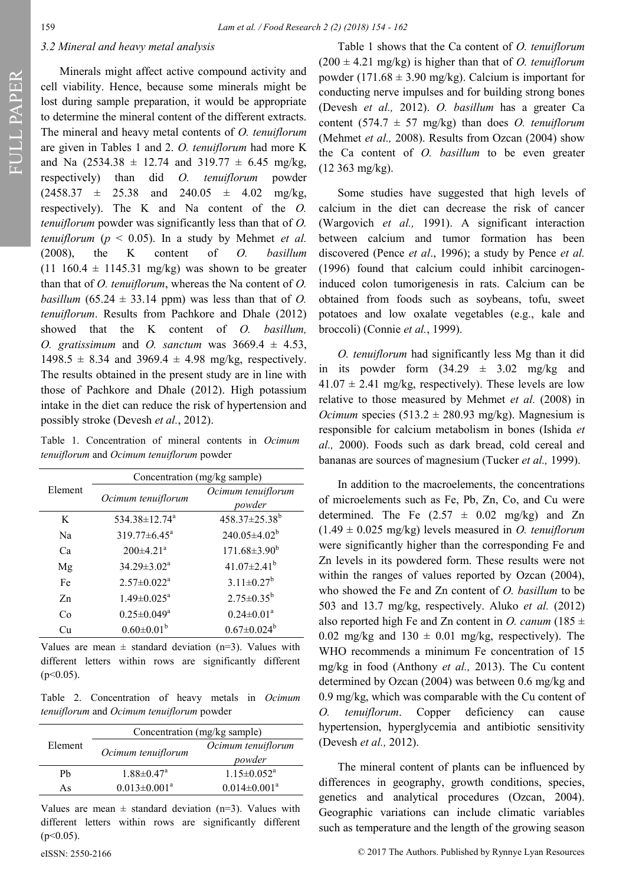### 3.2 Mineral and heavy metal analysis

Minerals might affect active compound activity and cell viability. Hence, because some minerals might be lost during sample preparation, it would be appropriate to determine the mineral content of the different extracts. The mineral and heavy metal contents of *O. tenuiflorum* are given in Tables 1 and 2. *O. tenuiflorum* had more K and Na (2534.38 ± 12.74 and 319.77 ± 6.45 mg/kg, respectively) than did *O. tenuiflorum* powder (2458.37 ± 25.38 and 240.05 ± 4.02 mg/kg, respectively). The K and Na content of the *O. tenuiflorum* powder was significantly less than that of *O. tenuiflorum* ($p < 0.05$). In a study by Mehmet *et al.* (2008), the K content of *O. basillum* (11 160.4 ± 1145.31 mg/kg) was shown to be greater than that of *O. tenuiflorum*, whereas the Na content of *O. basillum* (65.24 ± 33.14 ppm) was less than that of *O. tenuiflorum*. Results from Pachkore and Dhale (2012) showed that the K content of *O. basillum, O. gratissimum* and *O. sanctum* was 3669.4 ± 4.53, 1498.5 ± 8.34 and 3969.4 ± 4.98 mg/kg, respectively. The results obtained in the present study are in line with those of Pachkore and Dhale (2012). High potassium intake in the diet can reduce the risk of hypertension and possibly stroke (Devesh *et al.*, 2012).

Table 1. Concentration of mineral contents in *Ocimum tenuiflorum* and *Ocimum tenuiflorum* powder

| Element | Concentration (mg/kg sample) | |
|---|---|---|
| | *Ocimum tenuiflorum* | *Ocimum tenuiflorum powder* |
| K | 534.38±12.74[a] | 458.37±25.38[b] |
| Na | 319.77±6.45[a] | 240.05±4.02[b] |
| Ca | 200±4.21[a] | 171.68±3.90[b] |
| Mg | 34.29±3.02[a] | 41.07±2.41[b] |
| Fe | 2.57±0.022[a] | 3.11±0.27[b] |
| Zn | 1.49±0.025[a] | 2.75±0.35[b] |
| Co | 0.25±0.049[a] | 0.24±0.01[a] |
| Cu | 0.60±0.01[b] | 0.67±0.024[b] |

Values are mean ± standard deviation (n=3). Values with different letters within rows are significantly different ($p<0.05$).

Table 2. Concentration of heavy metals in *Ocimum tenuiflorum* and *Ocimum tenuiflorum* powder

| Element | Concentration (mg/kg sample) | |
|---|---|---|
| | *Ocimum tenuiflorum* | *Ocimum tenuiflorum powder* |
| Pb | 1.88±0.47[a] | 1.15±0.052[a] |
| As | 0.013±0.001[a] | 0.014±0.001[a] |

Values are mean ± standard deviation (n=3). Values with different letters within rows are significantly different ($p<0.05$).

Table 1 shows that the Ca content of *O. tenuiflorum* (200 ± 4.21 mg/kg) is higher than that of *O. tenuiflorum* powder (171.68 ± 3.90 mg/kg). Calcium is important for conducting nerve impulses and for building strong bones (Devesh *et al.,* 2012). *O. basillum* has a greater Ca content (574.7 ± 57 mg/kg) than does *O. tenuiflorum* (Mehmet *et al.,* 2008). Results from Ozcan (2004) show the Ca content of *O. basillum* to be even greater (12 363 mg/kg).

Some studies have suggested that high levels of calcium in the diet can decrease the risk of cancer (Wargovich *et al.,* 1991). A significant interaction between calcium and tumor formation has been discovered (Pence *et al*., 1996); a study by Pence *et al.* (1996) found that calcium could inhibit carcinogen-induced colon tumorigenesis in rats. Calcium can be obtained from foods such as soybeans, tofu, sweet potatoes and low oxalate vegetables (e.g., kale and broccoli) (Connie *et al.*, 1999).

*O. tenuiflorum* had significantly less Mg than it did in its powder form (34.29 ± 3.02 mg/kg and 41.07 ± 2.41 mg/kg, respectively). These levels are low relative to those measured by Mehmet *et al.* (2008) in *Ocimum* species (513.2 ± 280.93 mg/kg). Magnesium is responsible for calcium metabolism in bones (Ishida *et al.,* 2000). Foods such as dark bread, cold cereal and bananas are sources of magnesium (Tucker *et al.,* 1999).

In addition to the macroelements, the concentrations of microelements such as Fe, Pb, Zn, Co, and Cu were determined. The Fe (2.57 ± 0.02 mg/kg) and Zn (1.49 ± 0.025 mg/kg) levels measured in *O. tenuiflorum* were significantly higher than the corresponding Fe and Zn levels in its powdered form. These results were not within the ranges of values reported by Ozcan (2004), who showed the Fe and Zn content of *O. basillum* to be 503 and 13.7 mg/kg, respectively. Aluko *et al.* (2012) also reported high Fe and Zn content in *O. canum* (185 ± 0.02 mg/kg and 130 ± 0.01 mg/kg, respectively). The WHO recommends a minimum Fe concentration of 15 mg/kg in food (Anthony *et al.,* 2013). The Cu content determined by Ozcan (2004) was between 0.6 mg/kg and 0.9 mg/kg, which was comparable with the Cu content of *O. tenuiflorum*. Copper deficiency can cause hypertension, hyperglycemia and antibiotic sensitivity (Devesh *et al.,* 2012).

The mineral content of plants can be influenced by differences in geography, growth conditions, species, genetics and analytical procedures (Ozcan, 2004). Geographic variations can include climatic variables such as temperature and the length of the growing season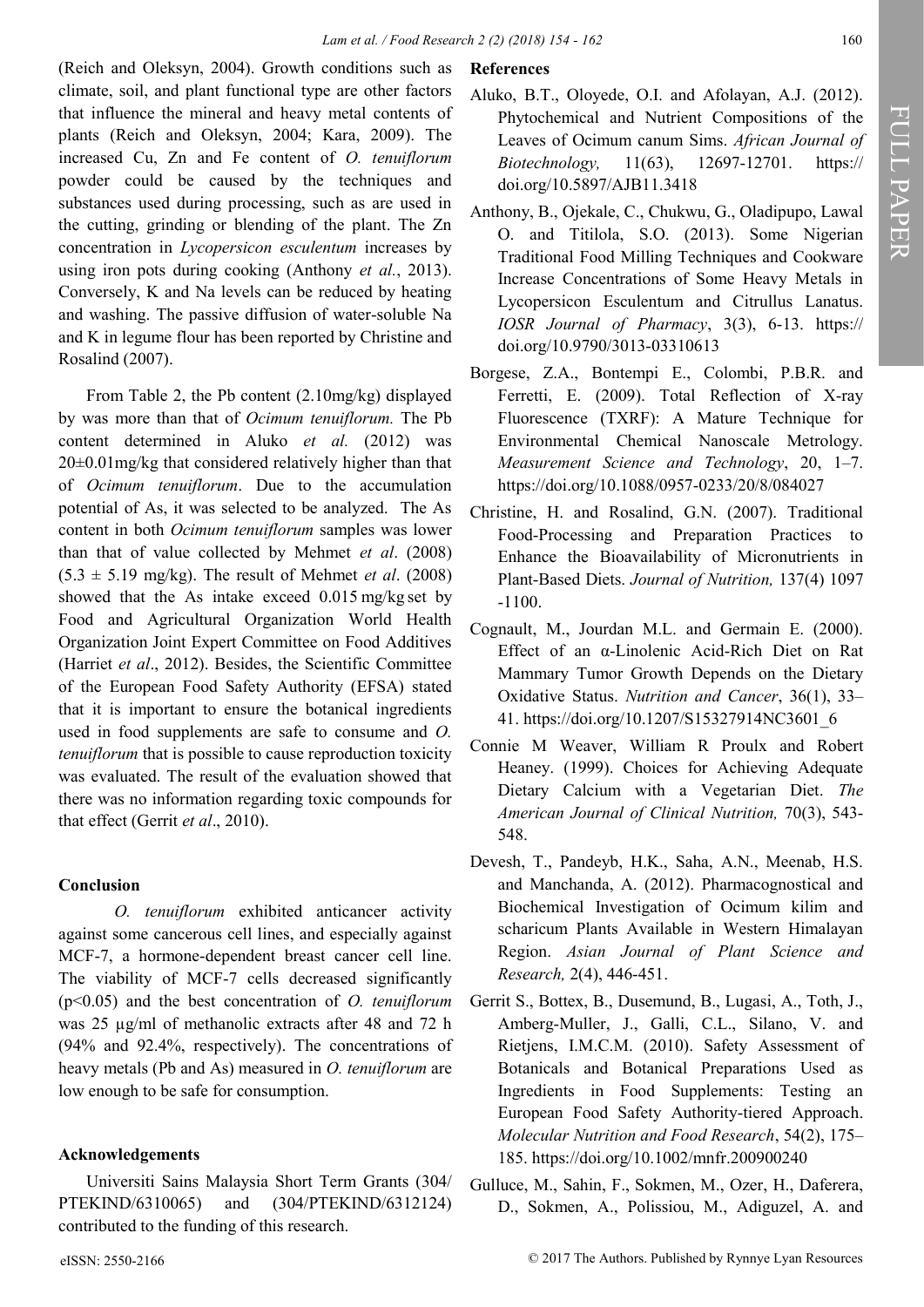(Reich and Oleksyn, 2004). Growth conditions such as climate, soil, and plant functional type are other factors that influence the mineral and heavy metal contents of plants (Reich and Oleksyn, 2004; Kara, 2009). The increased Cu, Zn and Fe content of *O. tenuiflorum* powder could be caused by the techniques and substances used during processing, such as are used in the cutting, grinding or blending of the plant. The Zn concentration in *Lycopersicon esculentum* increases by using iron pots during cooking (Anthony *et al.*, 2013). Conversely, K and Na levels can be reduced by heating and washing. The passive diffusion of water-soluble Na and K in legume flour has been reported by Christine and Rosalind (2007).

From Table 2, the Pb content (2.10mg/kg) displayed by was more than that of *Ocimum tenuiflorum.* The Pb content determined in Aluko *et al.* (2012) was 20±0.01mg/kg that considered relatively higher than that of *Ocimum tenuiflorum*. Due to the accumulation potential of As, it was selected to be analyzed. The As content in both *Ocimum tenuiflorum* samples was lower than that of value collected by Mehmet *et al*. (2008) (5.3 ± 5.19 mg/kg). The result of Mehmet *et al*. (2008) showed that the As intake exceed 0.015 mg/kg set by Food and Agricultural Organization World Health Organization Joint Expert Committee on Food Additives (Harriet *et al*., 2012). Besides, the Scientific Committee of the European Food Safety Authority (EFSA) stated that it is important to ensure the botanical ingredients used in food supplements are safe to consume and *O. tenuiflorum* that is possible to cause reproduction toxicity was evaluated. The result of the evaluation showed that there was no information regarding toxic compounds for that effect (Gerrit *et al*., 2010).

## Conclusion

*O. tenuiflorum* exhibited anticancer activity against some cancerous cell lines, and especially against MCF-7, a hormone-dependent breast cancer cell line. The viability of MCF-7 cells decreased significantly ($p<0.05$) and the best concentration of *O. tenuiflorum* was 25 µg/ml of methanolic extracts after 48 and 72 h (94% and 92.4%, respectively). The concentrations of heavy metals (Pb and As) measured in *O. tenuiflorum* are low enough to be safe for consumption.

## Acknowledgements

Universiti Sains Malaysia Short Term Grants (304/PTEKIND/6310065) and (304/PTEKIND/6312124) contributed to the funding of this research.

## References

Aluko, B.T., Oloyede, O.I. and Afolayan, A.J. (2012). Phytochemical and Nutrient Compositions of the Leaves of Ocimum canum Sims. *African Journal of Biotechnology,* 11(63), 12697-12701. https://doi.org/10.5897/AJB11.3418

Anthony, B., Ojekale, C., Chukwu, G., Oladipupo, Lawal O. and Titilola, S.O. (2013). Some Nigerian Traditional Food Milling Techniques and Cookware Increase Concentrations of Some Heavy Metals in Lycopersicon Esculentum and Citrullus Lanatus. *IOSR Journal of Pharmacy*, 3(3), 6-13. https://doi.org/10.9790/3013-03310613

Borgese, Z.A., Bontempi E., Colombi, P.B.R. and Ferretti, E. (2009). Total Reflection of X-ray Fluorescence (TXRF): A Mature Technique for Environmental Chemical Nanoscale Metrology. *Measurement Science and Technology*, 20, 1–7. https://doi.org/10.1088/0957-0233/20/8/084027

Christine, H. and Rosalind, G.N. (2007). Traditional Food-Processing and Preparation Practices to Enhance the Bioavailability of Micronutrients in Plant-Based Diets. *Journal of Nutrition,* 137(4) 1097-1100.

Cognault, M., Jourdan M.L. and Germain E. (2000). Effect of an α-Linolenic Acid-Rich Diet on Rat Mammary Tumor Growth Depends on the Dietary Oxidative Status. *Nutrition and Cancer*, 36(1), 33–41. https://doi.org/10.1207/S15327914NC3601_6

Connie M Weaver, William R Proulx and Robert Heaney. (1999). Choices for Achieving Adequate Dietary Calcium with a Vegetarian Diet. *The American Journal of Clinical Nutrition,* 70(3), 543-548.

Devesh, T., Pandeyb, H.K., Saha, A.N., Meenab, H.S. and Manchanda, A. (2012). Pharmacognostical and Biochemical Investigation of Ocimum kilim and scharicum Plants Available in Western Himalayan Region. *Asian Journal of Plant Science and Research,* 2(4), 446-451.

Gerrit S., Bottex, B., Dusemund, B., Lugasi, A., Toth, J., Amberg-Muller, J., Galli, C.L., Silano, V. and Rietjens, I.M.C.M. (2010). Safety Assessment of Botanicals and Botanical Preparations Used as Ingredients in Food Supplements: Testing an European Food Safety Authority-tiered Approach. *Molecular Nutrition and Food Research*, 54(2), 175–185. https://doi.org/10.1002/mnfr.200900240

Gulluce, M., Sahin, F., Sokmen, M., Ozer, H., Daferera, D., Sokmen, A., Polissiou, M., Adiguzel, A. and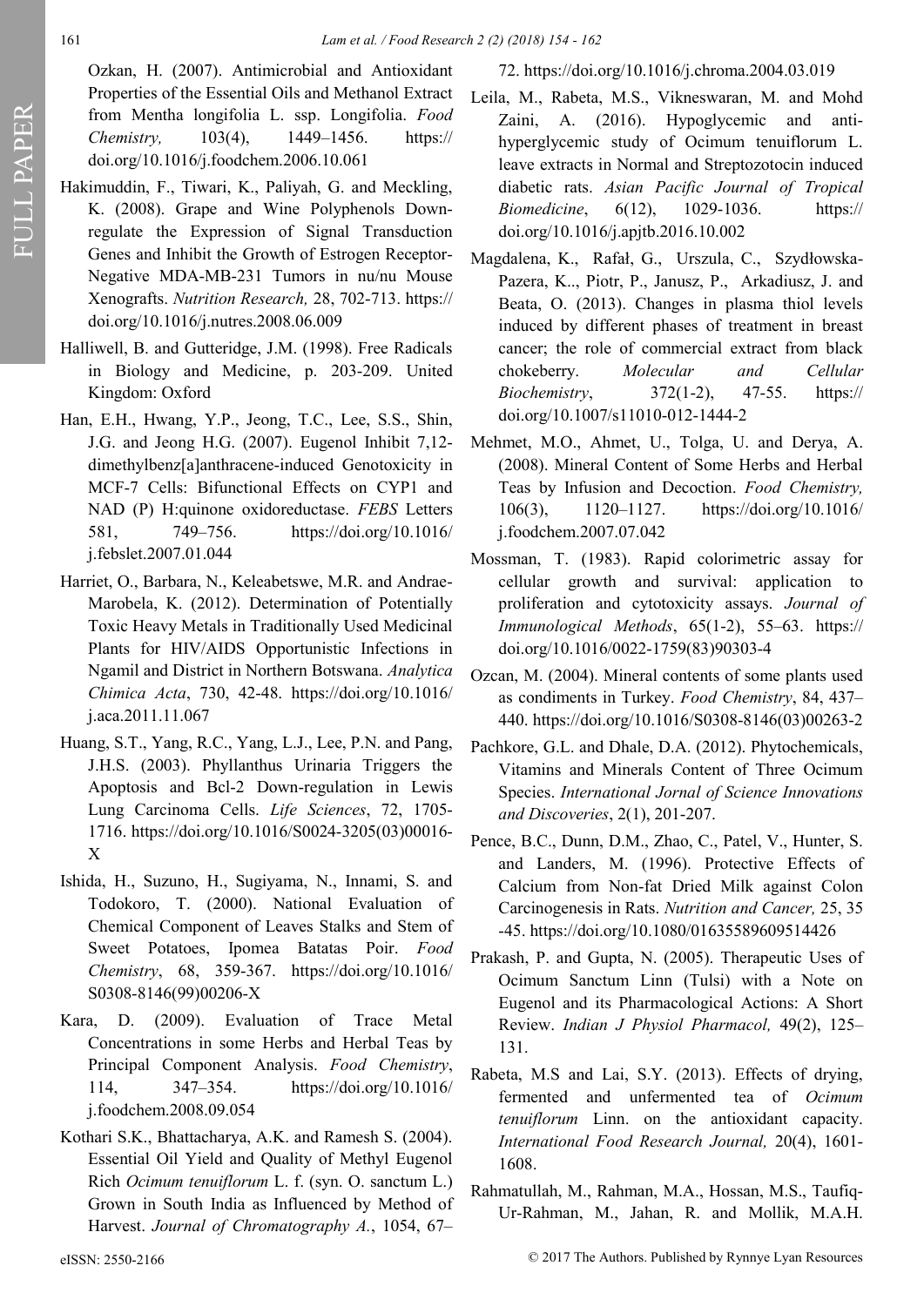Ozkan, H. (2007). Antimicrobial and Antioxidant Properties of the Essential Oils and Methanol Extract from Mentha longifolia L. ssp. Longifolia. *Food Chemistry,* 103(4), 1449–1456. https://doi.org/10.1016/j.foodchem.2006.10.061

Hakimuddin, F., Tiwari, K., Paliyah, G. and Meckling, K. (2008). Grape and Wine Polyphenols Down-regulate the Expression of Signal Transduction Genes and Inhibit the Growth of Estrogen Receptor-Negative MDA-MB-231 Tumors in nu/nu Mouse Xenografts. *Nutrition Research,* 28, 702-713. https://doi.org/10.1016/j.nutres.2008.06.009

Halliwell, B. and Gutteridge, J.M. (1998). Free Radicals in Biology and Medicine, p. 203-209. United Kingdom: Oxford

Han, E.H., Hwang, Y.P., Jeong, T.C., Lee, S.S., Shin, J.G. and Jeong H.G. (2007). Eugenol Inhibit 7,12-dimethylbenz[a]anthracene-induced Genotoxicity in MCF-7 Cells: Bifunctional Effects on CYP1 and NAD (P) H:quinone oxidoreductase. *FEBS* Letters 581, 749–756. https://doi.org/10.1016/j.febslet.2007.01.044

Harriet, O., Barbara, N., Keleabetswe, M.R. and Andrae-Marobela, K. (2012). Determination of Potentially Toxic Heavy Metals in Traditionally Used Medicinal Plants for HIV/AIDS Opportunistic Infections in Ngamil and District in Northern Botswana. *Analytica Chimica Acta*, 730, 42-48. https://doi.org/10.1016/j.aca.2011.11.067

Huang, S.T., Yang, R.C., Yang, L.J., Lee, P.N. and Pang, J.H.S. (2003). Phyllanthus Urinaria Triggers the Apoptosis and Bcl-2 Down-regulation in Lewis Lung Carcinoma Cells. *Life Sciences*, 72, 1705-1716. https://doi.org/10.1016/S0024-3205(03)00016-X

Ishida, H., Suzuno, H., Sugiyama, N., Innami, S. and Todokoro, T. (2000). National Evaluation of Chemical Component of Leaves Stalks and Stem of Sweet Potatoes, Ipomea Batatas Poir. *Food Chemistry*, 68, 359-367. https://doi.org/10.1016/S0308-8146(99)00206-X

Kara, D. (2009). Evaluation of Trace Metal Concentrations in some Herbs and Herbal Teas by Principal Component Analysis. *Food Chemistry*, 114, 347–354. https://doi.org/10.1016/j.foodchem.2008.09.054

Kothari S.K., Bhattacharya, A.K. and Ramesh S. (2004). Essential Oil Yield and Quality of Methyl Eugenol Rich *Ocimum tenuiflorum* L. f. (syn. O. sanctum L.) Grown in South India as Influenced by Method of Harvest. *Journal of Chromatography A.*, 1054, 67–72. https://doi.org/10.1016/j.chroma.2004.03.019

Leila, M., Rabeta, M.S., Vikneswaran, M. and Mohd Zaini, A. (2016). Hypoglycemic and anti-hyperglycemic study of Ocimum tenuiflorum L. leave extracts in Normal and Streptozotocin induced diabetic rats. *Asian Pacific Journal of Tropical Biomedicine*, 6(12), 1029-1036. https://doi.org/10.1016/j.apjtb.2016.10.002

Magdalena, K., Rafał, G., Urszula, C., Szydłowska-Pazera, K.., Piotr, P., Janusz, P., Arkadiusz, J. and Beata, O. (2013). Changes in plasma thiol levels induced by different phases of treatment in breast cancer; the role of commercial extract from black chokeberry. *Molecular and Cellular Biochemistry*, 372(1-2), 47-55. https://doi.org/10.1007/s11010-012-1444-2

Mehmet, M.O., Ahmet, U., Tolga, U. and Derya, A. (2008). Mineral Content of Some Herbs and Herbal Teas by Infusion and Decoction. *Food Chemistry,* 106(3), 1120–1127. https://doi.org/10.1016/j.foodchem.2007.07.042

Mossman, T. (1983). Rapid colorimetric assay for cellular growth and survival: application to proliferation and cytotoxicity assays. *Journal of Immunological Methods*, 65(1-2), 55–63. https://doi.org/10.1016/0022-1759(83)90303-4

Ozcan, M. (2004). Mineral contents of some plants used as condiments in Turkey. *Food Chemistry*, 84, 437–440. https://doi.org/10.1016/S0308-8146(03)00263-2

Pachkore, G.L. and Dhale, D.A. (2012). Phytochemicals, Vitamins and Minerals Content of Three Ocimum Species. *International Jornal of Science Innovations and Discoveries*, 2(1), 201-207.

Pence, B.C., Dunn, D.M., Zhao, C., Patel, V., Hunter, S. and Landers, M. (1996). Protective Effects of Calcium from Non-fat Dried Milk against Colon Carcinogenesis in Rats. *Nutrition and Cancer,* 25, 35-45. https://doi.org/10.1080/01635589609514426

Prakash, P. and Gupta, N. (2005). Therapeutic Uses of Ocimum Sanctum Linn (Tulsi) with a Note on Eugenol and its Pharmacological Actions: A Short Review. *Indian J Physiol Pharmacol,* 49(2), 125–131.

Rabeta, M.S and Lai, S.Y. (2013). Effects of drying, fermented and unfermented tea of *Ocimum tenuiflorum* Linn. on the antioxidant capacity. *International Food Research Journal,* 20(4), 1601-1608.

Rahmatullah, M., Rahman, M.A., Hossan, M.S., Taufiq-Ur-Rahman, M., Jahan, R. and Mollik, M.A.H.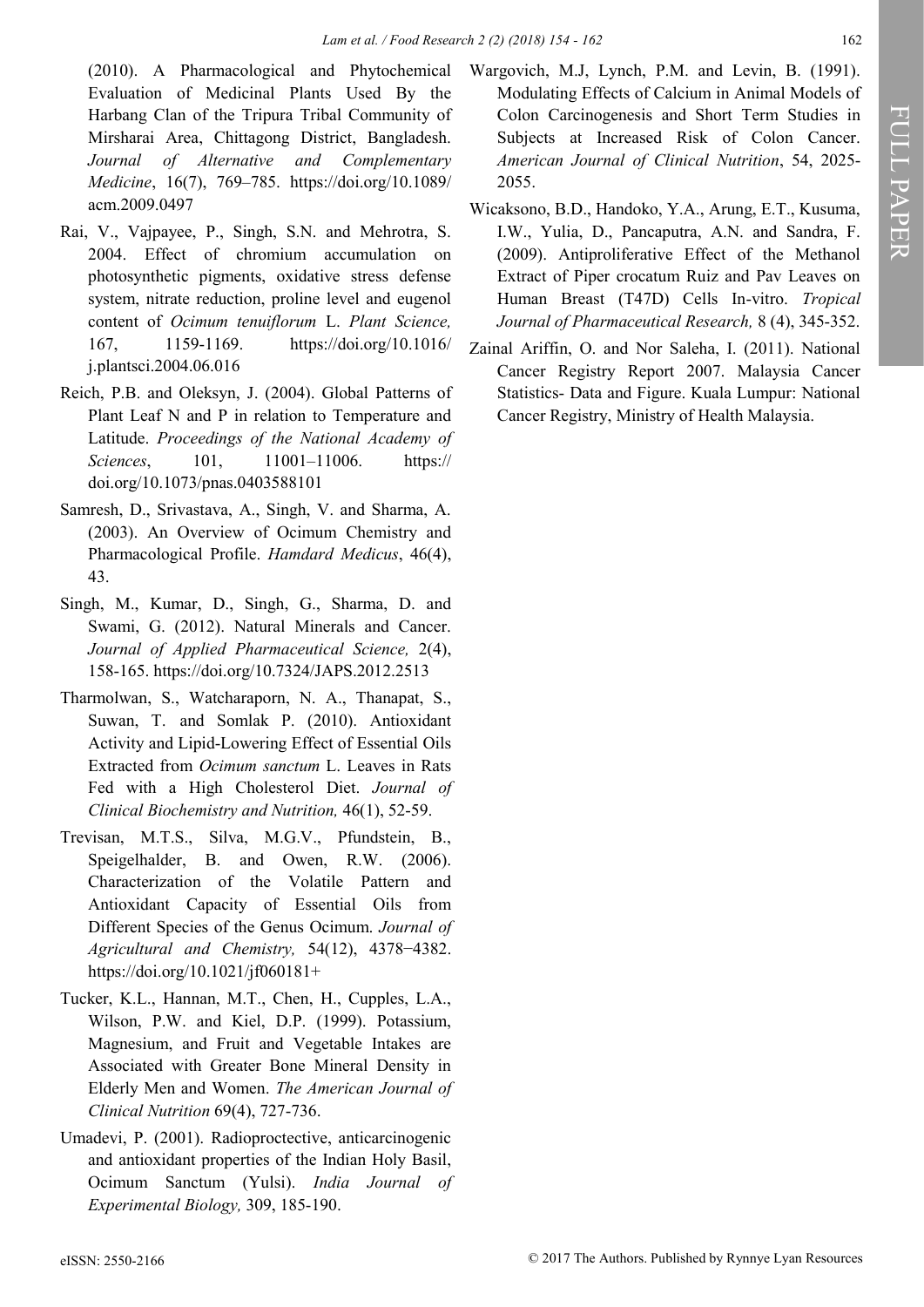(2010). A Pharmacological and Phytochemical Evaluation of Medicinal Plants Used By the Harbang Clan of the Tripura Tribal Community of Mirsharai Area, Chittagong District, Bangladesh. *Journal of Alternative and Complementary Medicine*, 16(7), 769–785. https://doi.org/10.1089/acm.2009.0497

Rai, V., Vajpayee, P., Singh, S.N. and Mehrotra, S. 2004. Effect of chromium accumulation on photosynthetic pigments, oxidative stress defense system, nitrate reduction, proline level and eugenol content of *Ocimum tenuiflorum* L. *Plant Science,* 167, 1159-1169. https://doi.org/10.1016/j.plantsci.2004.06.016

Reich, P.B. and Oleksyn, J. (2004). Global Patterns of Plant Leaf N and P in relation to Temperature and Latitude. *Proceedings of the National Academy of Sciences*, 101, 11001–11006. https://doi.org/10.1073/pnas.0403588101

Samresh, D., Srivastava, A., Singh, V. and Sharma, A. (2003). An Overview of Ocimum Chemistry and Pharmacological Profile. *Hamdard Medicus*, 46(4), 43.

Singh, M., Kumar, D., Singh, G., Sharma, D. and Swami, G. (2012). Natural Minerals and Cancer. *Journal of Applied Pharmaceutical Science,* 2(4), 158-165. https://doi.org/10.7324/JAPS.2012.2513

Tharmolwan, S., Watcharaporn, N. A., Thanapat, S., Suwan, T. and Somlak P. (2010). Antioxidant Activity and Lipid-Lowering Effect of Essential Oils Extracted from *Ocimum sanctum* L. Leaves in Rats Fed with a High Cholesterol Diet. *Journal of Clinical Biochemistry and Nutrition,* 46(1), 52-59.

Trevisan, M.T.S., Silva, M.G.V., Pfundstein, B., Speigelhalder, B. and Owen, R.W. (2006). Characterization of the Volatile Pattern and Antioxidant Capacity of Essential Oils from Different Species of the Genus Ocimum. *Journal of Agricultural and Chemistry,* 54(12), 4378−4382. https://doi.org/10.1021/jf060181+

Tucker, K.L., Hannan, M.T., Chen, H., Cupples, L.A., Wilson, P.W. and Kiel, D.P. (1999). Potassium, Magnesium, and Fruit and Vegetable Intakes are Associated with Greater Bone Mineral Density in Elderly Men and Women. *The American Journal of Clinical Nutrition* 69(4), 727-736.

Umadevi, P. (2001). Radioproctective, anticarcinogenic and antioxidant properties of the Indian Holy Basil, Ocimum Sanctum (Yulsi). *India Journal of Experimental Biology,* 309, 185-190.

Wargovich, M.J, Lynch, P.M. and Levin, B. (1991). Modulating Effects of Calcium in Animal Models of Colon Carcinogenesis and Short Term Studies in Subjects at Increased Risk of Colon Cancer. *American Journal of Clinical Nutrition*, 54, 2025-2055.

Wicaksono, B.D., Handoko, Y.A., Arung, E.T., Kusuma, I.W., Yulia, D., Pancaputra, A.N. and Sandra, F. (2009). Antiproliferative Effect of the Methanol Extract of Piper crocatum Ruiz and Pav Leaves on Human Breast (T47D) Cells In-vitro. *Tropical Journal of Pharmaceutical Research,* 8 (4), 345-352.

Zainal Ariffin, O. and Nor Saleha, I. (2011). National Cancer Registry Report 2007. Malaysia Cancer Statistics- Data and Figure. Kuala Lumpur: National Cancer Registry, Ministry of Health Malaysia.